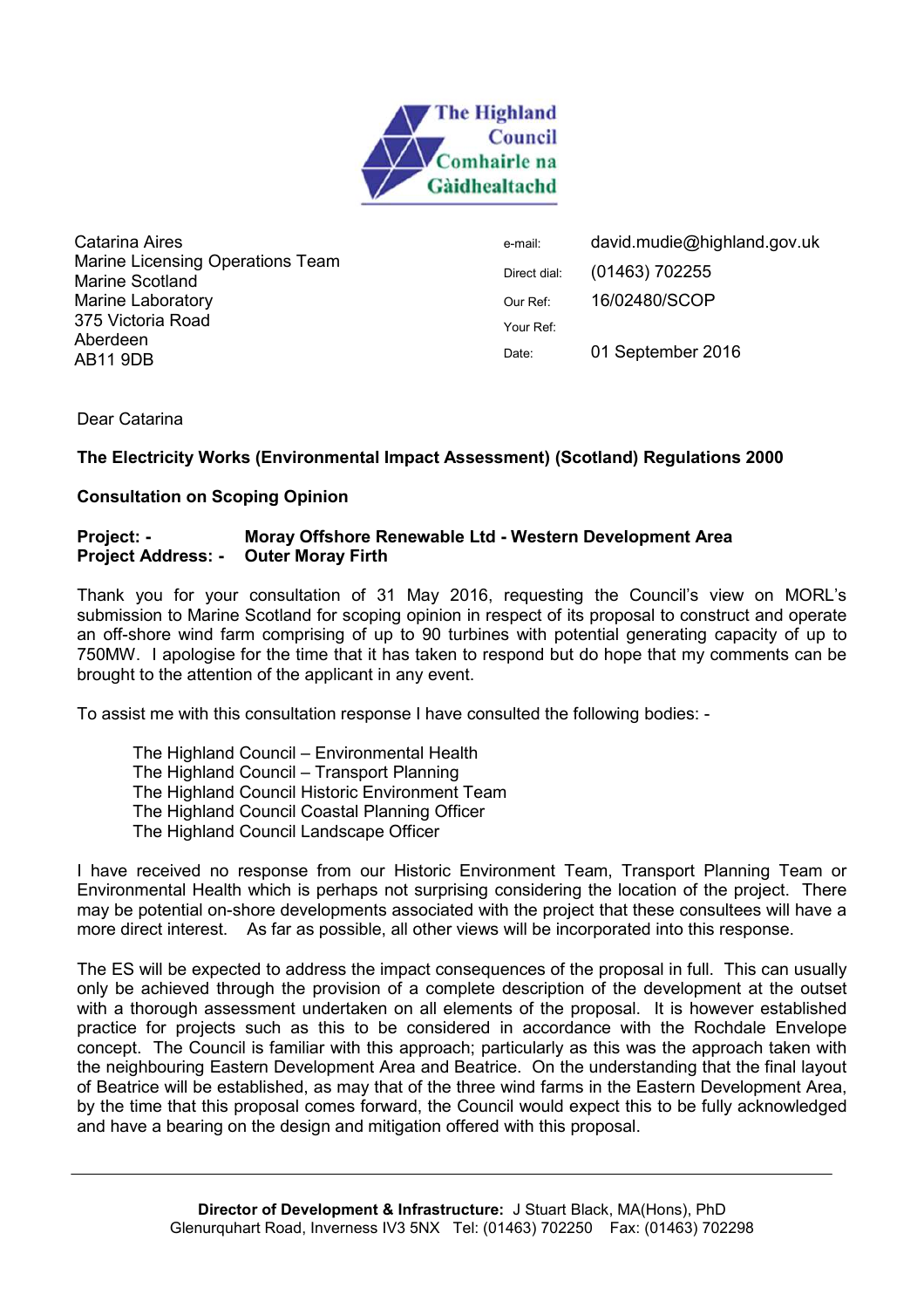The Highland Council
Comhairle na Gàidhealtachd

Catarina Aires
Marine Licensing Operations Team
Marine Scotland
Marine Laboratory
375 Victoria Road
Aberdeen
AB11 9DB

| | |
|---|---|
| e-mail: | david.mudie@highland.gov.uk |
| Direct dial: | (01463) 702255 |
| Our Ref: | 16/02480/SCOP |
| Your Ref: | |
| Date: | 01 September 2016 |

Dear Catarina

**The Electricity Works (Environmental Impact Assessment) (Scotland) Regulations 2000**

**Consultation on Scoping Opinion**

**Project: - Moray Offshore Renewable Ltd - Western Development Area**
**Project Address: - Outer Moray Firth**

Thank you for your consultation of 31 May 2016, requesting the Council's view on MORL's submission to Marine Scotland for scoping opinion in respect of its proposal to construct and operate an off-shore wind farm comprising of up to 90 turbines with potential generating capacity of up to 750MW. I apologise for the time that it has taken to respond but do hope that my comments can be brought to the attention of the applicant in any event.

To assist me with this consultation response I have consulted the following bodies: -

The Highland Council – Environmental Health
The Highland Council – Transport Planning
The Highland Council Historic Environment Team
The Highland Council Coastal Planning Officer
The Highland Council Landscape Officer

I have received no response from our Historic Environment Team, Transport Planning Team or Environmental Health which is perhaps not surprising considering the location of the project. There may be potential on-shore developments associated with the project that these consultees will have a more direct interest. As far as possible, all other views will be incorporated into this response.

The ES will be expected to address the impact consequences of the proposal in full. This can usually only be achieved through the provision of a complete description of the development at the outset with a thorough assessment undertaken on all elements of the proposal. It is however established practice for projects such as this to be considered in accordance with the Rochdale Envelope concept. The Council is familiar with this approach; particularly as this was the approach taken with the neighbouring Eastern Development Area and Beatrice. On the understanding that the final layout of Beatrice will be established, as may that of the three wind farms in the Eastern Development Area, by the time that this proposal comes forward, the Council would expect this to be fully acknowledged and have a bearing on the design and mitigation offered with this proposal.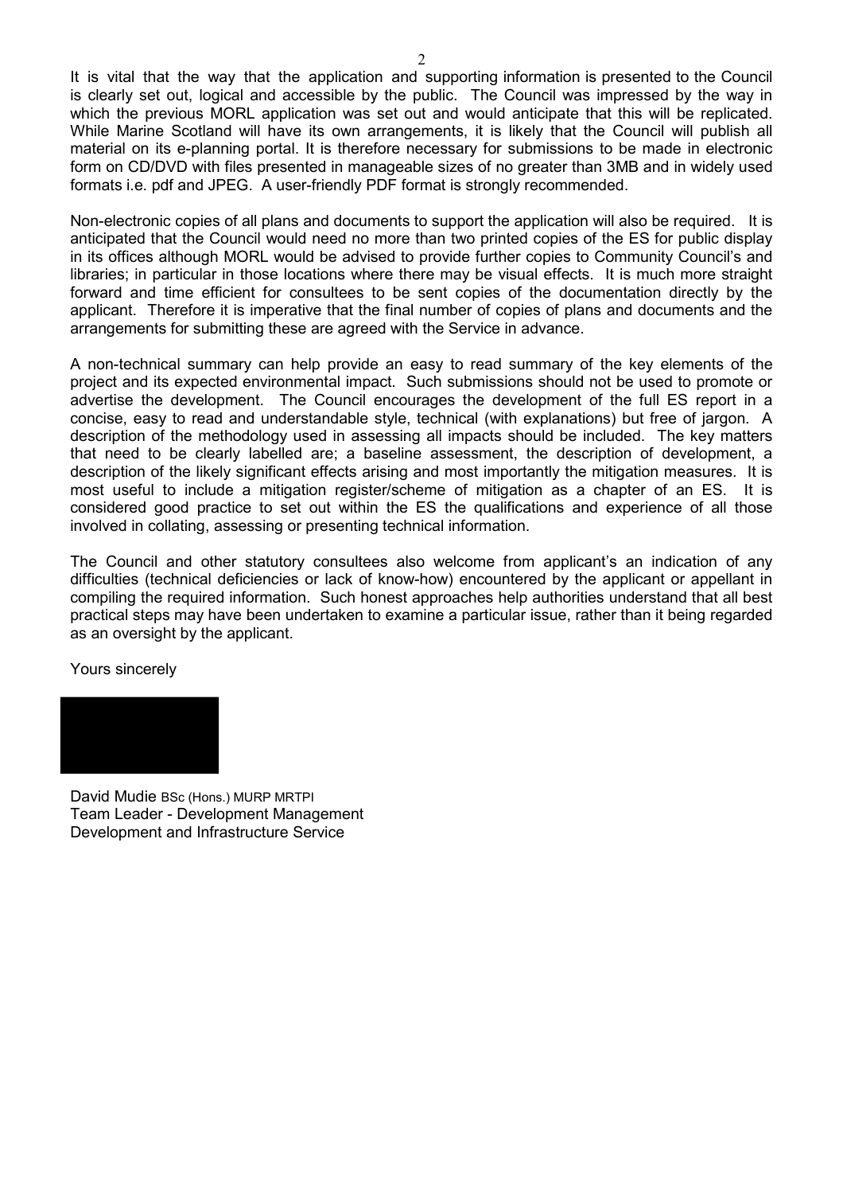It is vital that the way that the application and supporting information is presented to the Council is clearly set out, logical and accessible by the public. The Council was impressed by the way in which the previous MORL application was set out and would anticipate that this will be replicated. While Marine Scotland will have its own arrangements, it is likely that the Council will publish all material on its e-planning portal. It is therefore necessary for submissions to be made in electronic form on CD/DVD with files presented in manageable sizes of no greater than 3MB and in widely used formats i.e. pdf and JPEG. A user-friendly PDF format is strongly recommended.

Non-electronic copies of all plans and documents to support the application will also be required. It is anticipated that the Council would need no more than two printed copies of the ES for public display in its offices although MORL would be advised to provide further copies to Community Council's and libraries; in particular in those locations where there may be visual effects. It is much more straight forward and time efficient for consultees to be sent copies of the documentation directly by the applicant. Therefore it is imperative that the final number of copies of plans and documents and the arrangements for submitting these are agreed with the Service in advance.

A non-technical summary can help provide an easy to read summary of the key elements of the project and its expected environmental impact. Such submissions should not be used to promote or advertise the development. The Council encourages the development of the full ES report in a concise, easy to read and understandable style, technical (with explanations) but free of jargon. A description of the methodology used in assessing all impacts should be included. The key matters that need to be clearly labelled are; a baseline assessment, the description of development, a description of the likely significant effects arising and most importantly the mitigation measures. It is most useful to include a mitigation register/scheme of mitigation as a chapter of an ES. It is considered good practice to set out within the ES the qualifications and experience of all those involved in collating, assessing or presenting technical information.

The Council and other statutory consultees also welcome from applicant's an indication of any difficulties (technical deficiencies or lack of know-how) encountered by the applicant or appellant in compiling the required information. Such honest approaches help authorities understand that all best practical steps may have been undertaken to examine a particular issue, rather than it being regarded as an oversight by the applicant.

Yours sincerely

David Mudie BSc (Hons.) MURP MRTPI
Team Leader - Development Management
Development and Infrastructure Service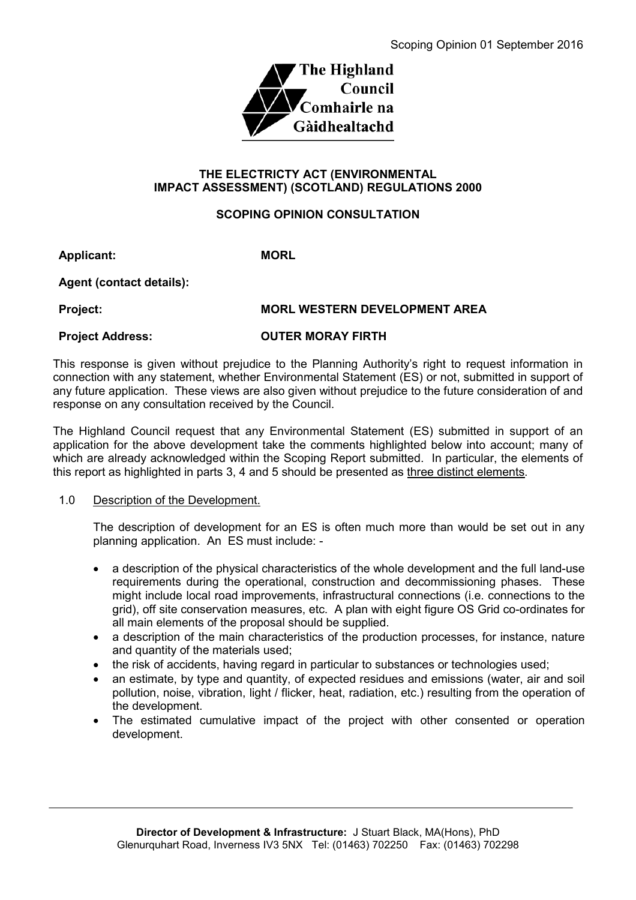Scoping Opinion 01 September 2016

The Highland Council
Comhairle na Gàidhealtachd

**THE ELECTRICTY ACT (ENVIRONMENTAL IMPACT ASSESSMENT) (SCOTLAND) REGULATIONS 2000**

**SCOPING OPINION CONSULTATION**

| | |
|---|---|
| **Applicant:** | **MORL** |
| **Agent (contact details):** | |
| **Project:** | **MORL WESTERN DEVELOPMENT AREA** |
| **Project Address:** | **OUTER MORAY FIRTH** |

This response is given without prejudice to the Planning Authority's right to request information in connection with any statement, whether Environmental Statement (ES) or not, submitted in support of any future application. These views are also given without prejudice to the future consideration of and response on any consultation received by the Council.

The Highland Council request that any Environmental Statement (ES) submitted in support of an application for the above development take the comments highlighted below into account; many of which are already acknowledged within the Scoping Report submitted. In particular, the elements of this report as highlighted in parts 3, 4 and 5 should be presented as <u>three distinct elements</u>.

1.0 <u>Description of the Development.</u>

The description of development for an ES is often much more than would be set out in any planning application. An ES must include: -

- a description of the physical characteristics of the whole development and the full land-use requirements during the operational, construction and decommissioning phases. These might include local road improvements, infrastructural connections (i.e. connections to the grid), off site conservation measures, etc. A plan with eight figure OS Grid co-ordinates for all main elements of the proposal should be supplied.
- a description of the main characteristics of the production processes, for instance, nature and quantity of the materials used;
- the risk of accidents, having regard in particular to substances or technologies used;
- an estimate, by type and quantity, of expected residues and emissions (water, air and soil pollution, noise, vibration, light / flicker, heat, radiation, etc.) resulting from the operation of the development.
- The estimated cumulative impact of the project with other consented or operation development.

**Director of Development & Infrastructure:** J Stuart Black, MA(Hons), PhD
Glenurquhart Road, Inverness IV3 5NX Tel: (01463) 702250 Fax: (01463) 702298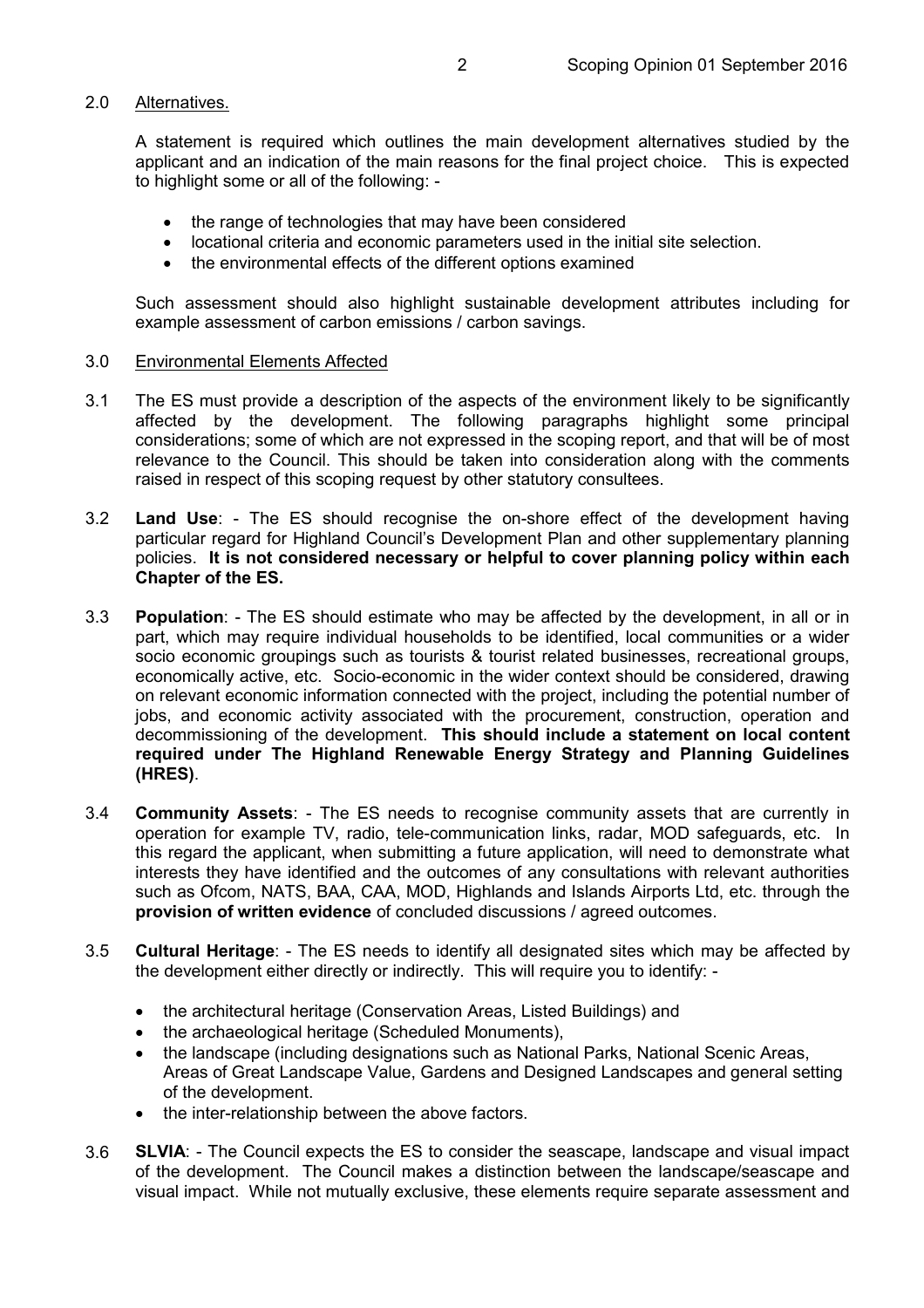## 2.0 Alternatives.

A statement is required which outlines the main development alternatives studied by the applicant and an indication of the main reasons for the final project choice. This is expected to highlight some or all of the following: -

- the range of technologies that may have been considered
- locational criteria and economic parameters used in the initial site selection.
- the environmental effects of the different options examined

Such assessment should also highlight sustainable development attributes including for example assessment of carbon emissions / carbon savings.

## 3.0 Environmental Elements Affected

3.1 The ES must provide a description of the aspects of the environment likely to be significantly affected by the development. The following paragraphs highlight some principal considerations; some of which are not expressed in the scoping report, and that will be of most relevance to the Council. This should be taken into consideration along with the comments raised in respect of this scoping request by other statutory consultees.

3.2 **Land Use**: - The ES should recognise the on-shore effect of the development having particular regard for Highland Council's Development Plan and other supplementary planning policies. **It is not considered necessary or helpful to cover planning policy within each Chapter of the ES.**

3.3 **Population**: - The ES should estimate who may be affected by the development, in all or in part, which may require individual households to be identified, local communities or a wider socio economic groupings such as tourists & tourist related businesses, recreational groups, economically active, etc. Socio-economic in the wider context should be considered, drawing on relevant economic information connected with the project, including the potential number of jobs, and economic activity associated with the procurement, construction, operation and decommissioning of the development. **This should include a statement on local content required under The Highland Renewable Energy Strategy and Planning Guidelines (HRES)**.

3.4 **Community Assets**: - The ES needs to recognise community assets that are currently in operation for example TV, radio, tele-communication links, radar, MOD safeguards, etc. In this regard the applicant, when submitting a future application, will need to demonstrate what interests they have identified and the outcomes of any consultations with relevant authorities such as Ofcom, NATS, BAA, CAA, MOD, Highlands and Islands Airports Ltd, etc. through the **provision of written evidence** of concluded discussions / agreed outcomes.

3.5 **Cultural Heritage**: - The ES needs to identify all designated sites which may be affected by the development either directly or indirectly. This will require you to identify: -

- the architectural heritage (Conservation Areas, Listed Buildings) and
- the archaeological heritage (Scheduled Monuments),
- the landscape (including designations such as National Parks, National Scenic Areas, Areas of Great Landscape Value, Gardens and Designed Landscapes and general setting of the development.
- the inter-relationship between the above factors.

3.6 **SLVIA**: - The Council expects the ES to consider the seascape, landscape and visual impact of the development. The Council makes a distinction between the landscape/seascape and visual impact. While not mutually exclusive, these elements require separate assessment and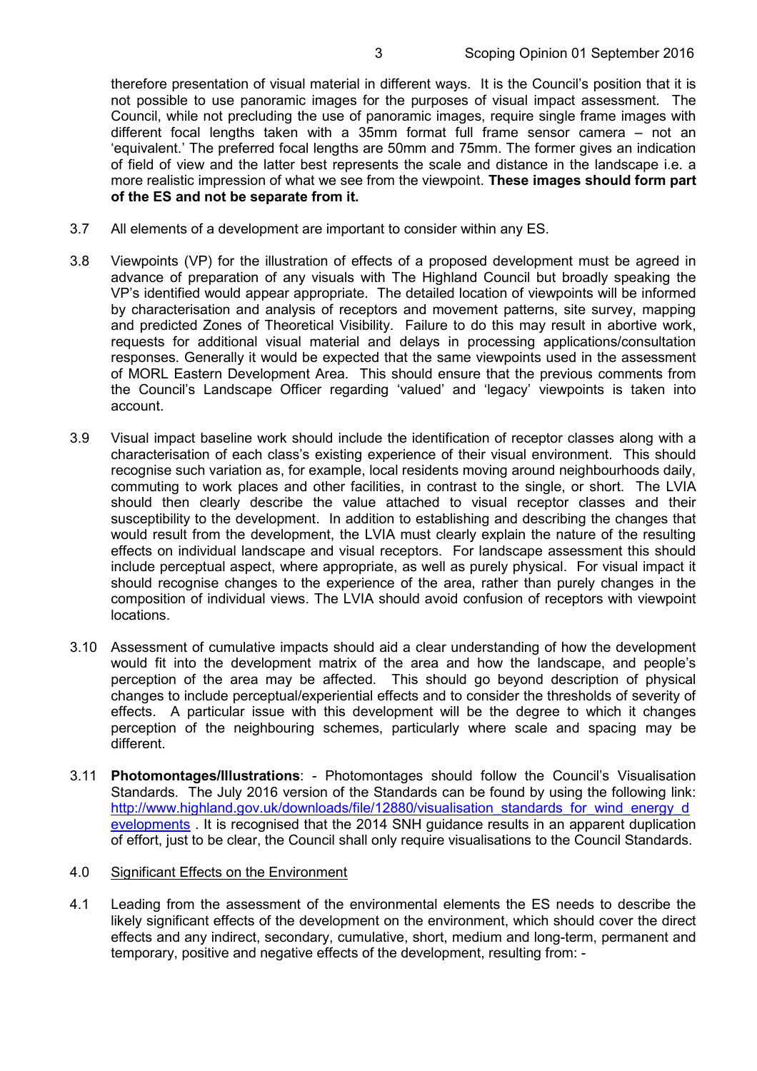therefore presentation of visual material in different ways. It is the Council's position that it is not possible to use panoramic images for the purposes of visual impact assessment. The Council, while not precluding the use of panoramic images, require single frame images with different focal lengths taken with a 35mm format full frame sensor camera – not an 'equivalent.' The preferred focal lengths are 50mm and 75mm. The former gives an indication of field of view and the latter best represents the scale and distance in the landscape i.e. a more realistic impression of what we see from the viewpoint. **These images should form part of the ES and not be separate from it.**

3.7 All elements of a development are important to consider within any ES.

3.8 Viewpoints (VP) for the illustration of effects of a proposed development must be agreed in advance of preparation of any visuals with The Highland Council but broadly speaking the VP's identified would appear appropriate. The detailed location of viewpoints will be informed by characterisation and analysis of receptors and movement patterns, site survey, mapping and predicted Zones of Theoretical Visibility. Failure to do this may result in abortive work, requests for additional visual material and delays in processing applications/consultation responses. Generally it would be expected that the same viewpoints used in the assessment of MORL Eastern Development Area. This should ensure that the previous comments from the Council's Landscape Officer regarding 'valued' and 'legacy' viewpoints is taken into account.

3.9 Visual impact baseline work should include the identification of receptor classes along with a characterisation of each class's existing experience of their visual environment. This should recognise such variation as, for example, local residents moving around neighbourhoods daily, commuting to work places and other facilities, in contrast to the single, or short. The LVIA should then clearly describe the value attached to visual receptor classes and their susceptibility to the development. In addition to establishing and describing the changes that would result from the development, the LVIA must clearly explain the nature of the resulting effects on individual landscape and visual receptors. For landscape assessment this should include perceptual aspect, where appropriate, as well as purely physical. For visual impact it should recognise changes to the experience of the area, rather than purely changes in the composition of individual views. The LVIA should avoid confusion of receptors with viewpoint locations.

3.10 Assessment of cumulative impacts should aid a clear understanding of how the development would fit into the development matrix of the area and how the landscape, and people's perception of the area may be affected. This should go beyond description of physical changes to include perceptual/experiential effects and to consider the thresholds of severity of effects. A particular issue with this development will be the degree to which it changes perception of the neighbouring schemes, particularly where scale and spacing may be different.

3.11 **Photomontages/Illustrations**: - Photomontages should follow the Council's Visualisation Standards. The July 2016 version of the Standards can be found by using the following link: [http://www.highland.gov.uk/downloads/file/12880/visualisation_standards_for_wind_energy_developments](http://www.highland.gov.uk/downloads/file/12880/visualisation_standards_for_wind_energy_developments) . It is recognised that the 2014 SNH guidance results in an apparent duplication of effort, just to be clear, the Council shall only require visualisations to the Council Standards.

## 4.0 Significant Effects on the Environment

4.1 Leading from the assessment of the environmental elements the ES needs to describe the likely significant effects of the development on the environment, which should cover the direct effects and any indirect, secondary, cumulative, short, medium and long-term, permanent and temporary, positive and negative effects of the development, resulting from: -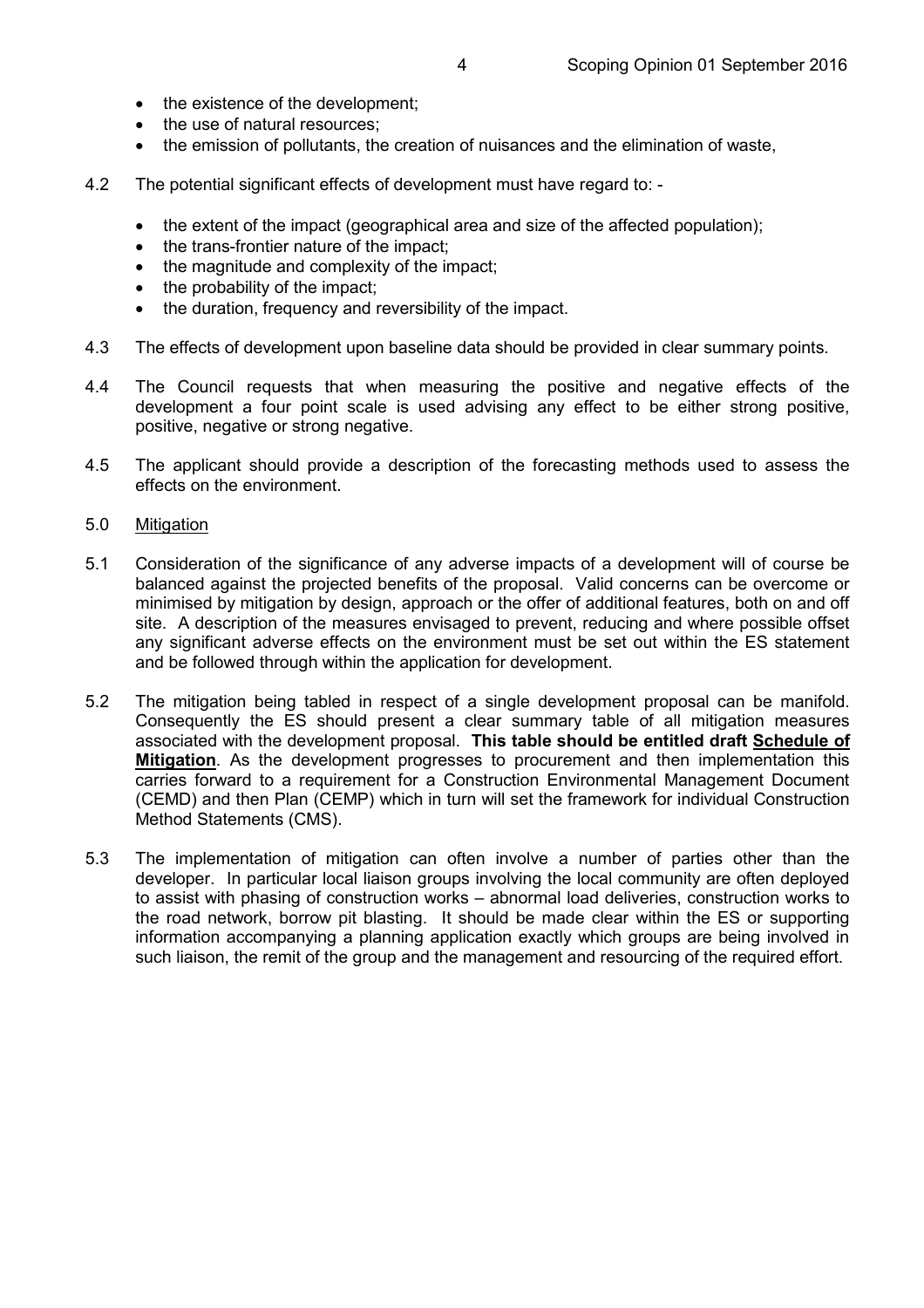- the existence of the development;
- the use of natural resources;
- the emission of pollutants, the creation of nuisances and the elimination of waste,

4.2 The potential significant effects of development must have regard to: -

- the extent of the impact (geographical area and size of the affected population);
- the trans-frontier nature of the impact;
- the magnitude and complexity of the impact;
- the probability of the impact;
- the duration, frequency and reversibility of the impact.

4.3 The effects of development upon baseline data should be provided in clear summary points.

4.4 The Council requests that when measuring the positive and negative effects of the development a four point scale is used advising any effect to be either strong positive, positive, negative or strong negative.

4.5 The applicant should provide a description of the forecasting methods used to assess the effects on the environment.

## 5.0 Mitigation

5.1 Consideration of the significance of any adverse impacts of a development will of course be balanced against the projected benefits of the proposal. Valid concerns can be overcome or minimised by mitigation by design, approach or the offer of additional features, both on and off site. A description of the measures envisaged to prevent, reducing and where possible offset any significant adverse effects on the environment must be set out within the ES statement and be followed through within the application for development.

5.2 The mitigation being tabled in respect of a single development proposal can be manifold. Consequently the ES should present a clear summary table of all mitigation measures associated with the development proposal. **This table should be entitled draft Schedule of Mitigation**. As the development progresses to procurement and then implementation this carries forward to a requirement for a Construction Environmental Management Document (CEMD) and then Plan (CEMP) which in turn will set the framework for individual Construction Method Statements (CMS).

5.3 The implementation of mitigation can often involve a number of parties other than the developer. In particular local liaison groups involving the local community are often deployed to assist with phasing of construction works – abnormal load deliveries, construction works to the road network, borrow pit blasting. It should be made clear within the ES or supporting information accompanying a planning application exactly which groups are being involved in such liaison, the remit of the group and the management and resourcing of the required effort.